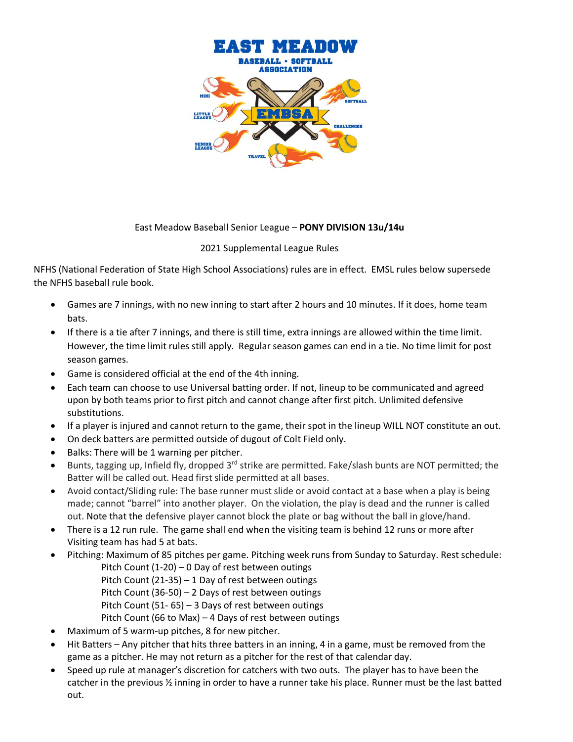East Meadow Baseball Senior League – **PONY DIVISION 13u/14u**

2021 Supplemental League Rules

NFHS (National Federation of State High School Associations) rules are in effect. EMSL rules below supersede the NFHS baseball rule book.

- Games are 7 innings, with no new inning to start after 2 hours and 10 minutes. If it does, home team bats.
- If there is a tie after 7 innings, and there is still time, extra innings are allowed within the time limit. However, the time limit rules still apply. Regular season games can end in a tie. No time limit for post season games.
- Game is considered official at the end of the 4th inning.
- Each team can choose to use Universal batting order. If not, lineup to be communicated and agreed upon by both teams prior to first pitch and cannot change after first pitch. Unlimited defensive substitutions.
- If a player is injured and cannot return to the game, their spot in the lineup WILL NOT constitute an out.
- On deck batters are permitted outside of dugout of Colt Field only.
- Balks: There will be 1 warning per pitcher.
- Bunts, tagging up, Infield fly, dropped 3rd strike are permitted. Fake/slash bunts are NOT permitted; the Batter will be called out. Head first slide permitted at all bases.
- Avoid contact/Sliding rule: The base runner must slide or avoid contact at a base when a play is being made; cannot "barrel" into another player. On the violation, the play is dead and the runner is called out. Note that the defensive player cannot block the plate or bag without the ball in glove/hand.
- There is a 12 run rule. The game shall end when the visiting team is behind 12 runs or more after Visiting team has had 5 at bats.
- Pitching: Maximum of 85 pitches per game. Pitching week runs from Sunday to Saturday. Rest schedule:
  - Pitch Count (1-20) – 0 Day of rest between outings
  - Pitch Count (21-35) – 1 Day of rest between outings
  - Pitch Count (36-50) – 2 Days of rest between outings
  - Pitch Count (51- 65) – 3 Days of rest between outings
  - Pitch Count (66 to Max) – 4 Days of rest between outings
- Maximum of 5 warm-up pitches, 8 for new pitcher.
- Hit Batters – Any pitcher that hits three batters in an inning, 4 in a game, must be removed from the game as a pitcher. He may not return as a pitcher for the rest of that calendar day.
- Speed up rule at manager's discretion for catchers with two outs. The player has to have been the catcher in the previous ½ inning in order to have a runner take his place. Runner must be the last batted out.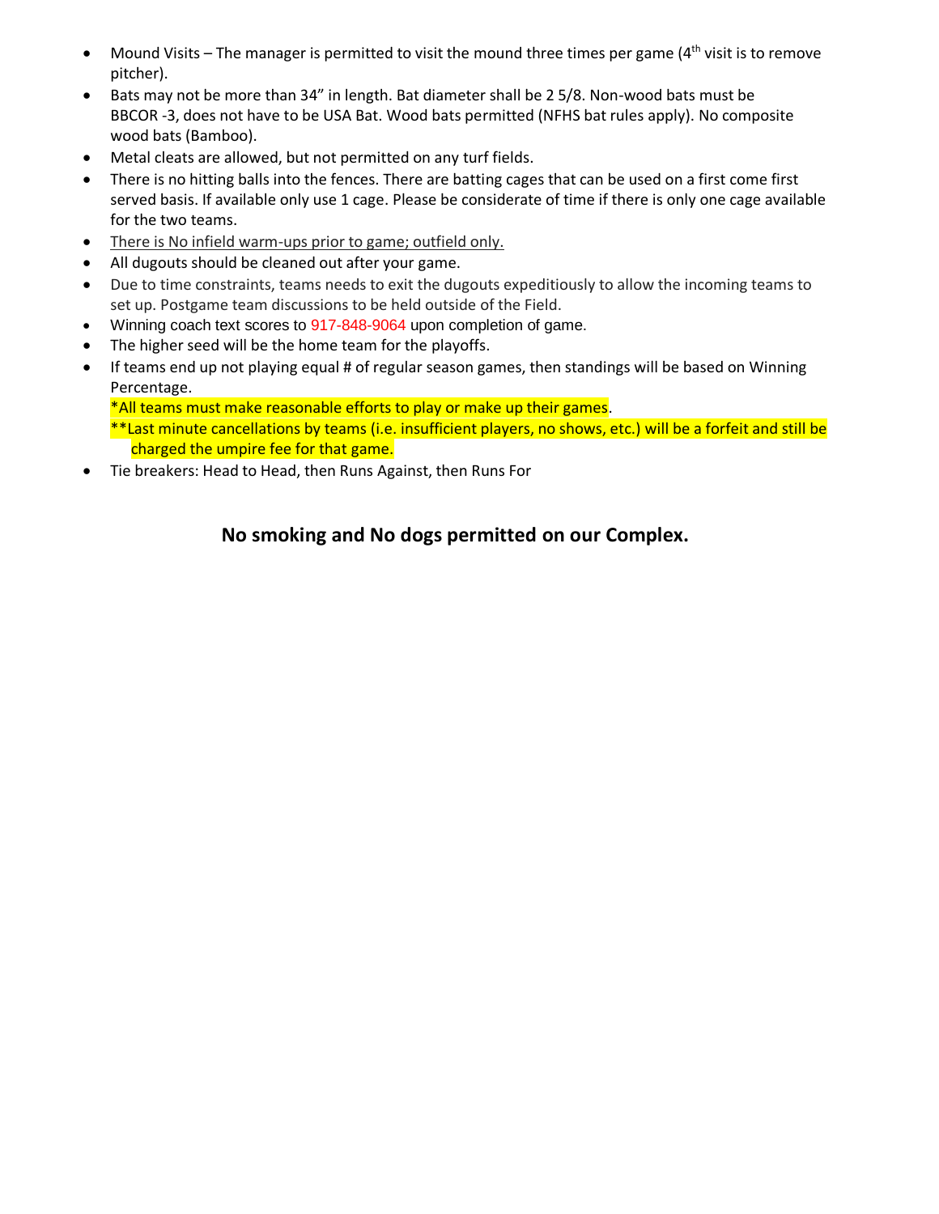- Mound Visits – The manager is permitted to visit the mound three times per game (4th visit is to remove pitcher).
- Bats may not be more than 34" in length. Bat diameter shall be 2 5/8. Non-wood bats must be BBCOR -3, does not have to be USA Bat. Wood bats permitted (NFHS bat rules apply). No composite wood bats (Bamboo).
- Metal cleats are allowed, but not permitted on any turf fields.
- There is no hitting balls into the fences. There are batting cages that can be used on a first come first served basis. If available only use 1 cage. Please be considerate of time if there is only one cage available for the two teams.
- There is No infield warm-ups prior to game; outfield only.
- All dugouts should be cleaned out after your game.
- Due to time constraints, teams needs to exit the dugouts expeditiously to allow the incoming teams to set up. Postgame team discussions to be held outside of the Field.
- Winning coach text scores to 917-848-9064 upon completion of game.
- The higher seed will be the home team for the playoffs.
- If teams end up not playing equal # of regular season games, then standings will be based on Winning Percentage.
  *All teams must make reasonable efforts to play or make up their games.
  **Last minute cancellations by teams (i.e. insufficient players, no shows, etc.) will be a forfeit and still be charged the umpire fee for that game.
- Tie breakers: Head to Head, then Runs Against, then Runs For

**No smoking and No dogs permitted on our Complex.**